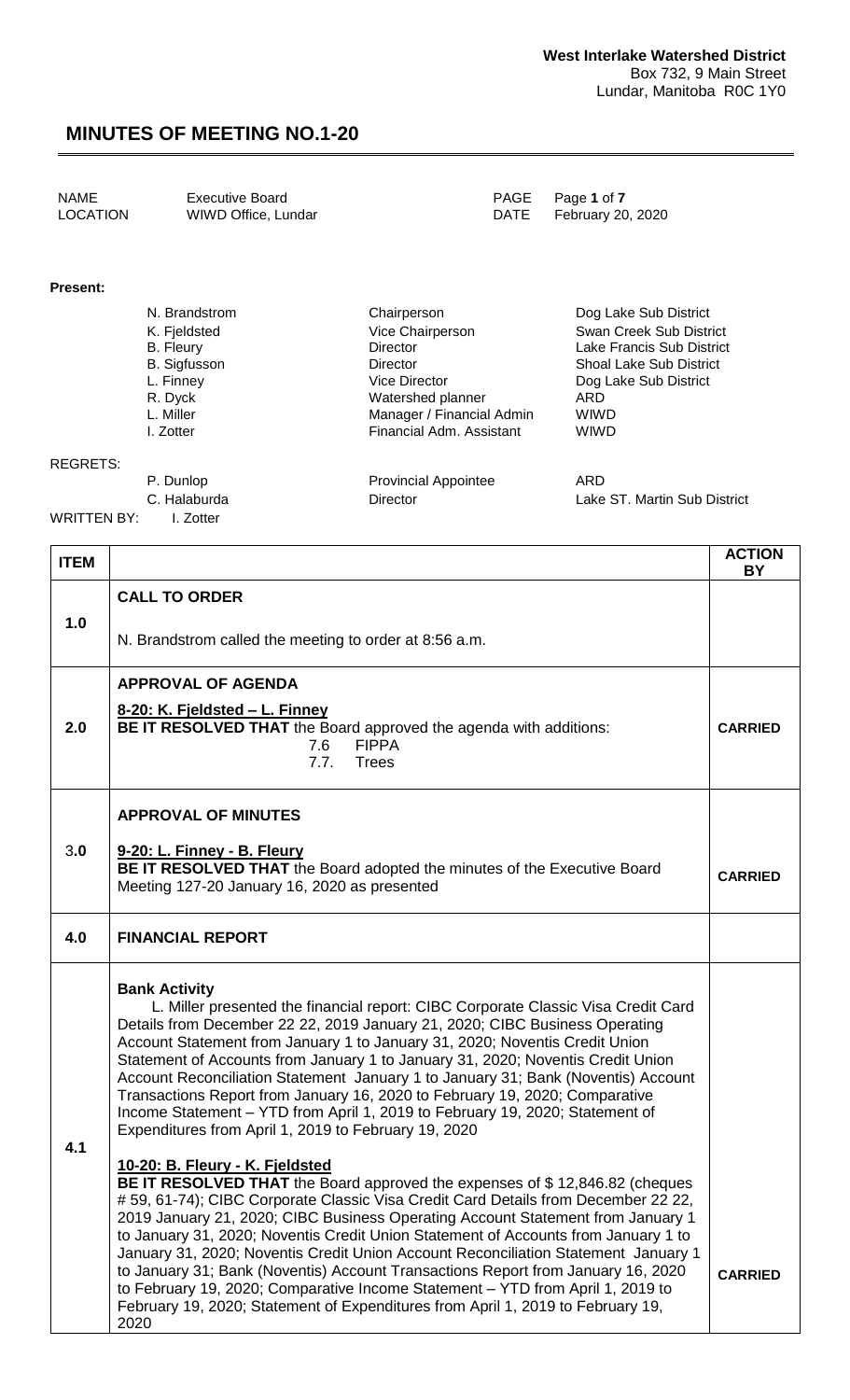**West Interlake Watershed District**
Box 732, 9 Main Street
Lundar, Manitoba R0C 1Y0

# MINUTES OF MEETING NO.1-20

| | | | |
|---|---|---|---|
| NAME | Executive Board | PAGE | Page **1** of **7** |
| LOCATION | WIWD Office, Lundar | DATE | February 20, 2020 |

**Present:**

| | | |
|---|---|---|
| N. Brandstrom | Chairperson | Dog Lake Sub District |
| K. Fjeldsted | Vice Chairperson | Swan Creek Sub District |
| B. Fleury | Director | Lake Francis Sub District |
| B. Sigfusson | Director | Shoal Lake Sub District |
| L. Finney | Vice Director | Dog Lake Sub District |
| R. Dyck | Watershed planner | ARD |
| L. Miller | Manager / Financial Admin | WIWD |
| I. Zotter | Financial Adm. Assistant | WIWD |

REGRETS:

| | | |
|---|---|---|
| P. Dunlop | Provincial Appointee | ARD |
| C. Halaburda | Director | Lake ST. Martin Sub District |

WRITTEN BY: I. Zotter

| ITEM | | ACTION BY |
|---|---|---|
| 1.0 | **CALL TO ORDER**<br><br>N. Brandstrom called the meeting to order at 8:56 a.m. | |
| 2.0 | **APPROVAL OF AGENDA**<br><br>**8-20: K. Fjeldsted – L. Finney**<br>**BE IT RESOLVED THAT** the Board approved the agenda with additions:<br>7.6 FIPPA<br>7.7. Trees | **CARRIED** |
| 3.0 | **APPROVAL OF MINUTES**<br><br>**9-20: L. Finney - B. Fleury**<br>**BE IT RESOLVED THAT** the Board adopted the minutes of the Executive Board Meeting 127-20 January 16, 2020 as presented | **CARRIED** |
| 4.0 | **FINANCIAL REPORT** | |
| 4.1 | **Bank Activity**<br>L. Miller presented the financial report: CIBC Corporate Classic Visa Credit Card Details from December 22 22, 2019 January 21, 2020; CIBC Business Operating Account Statement from January 1 to January 31, 2020; Noventis Credit Union Statement of Accounts from January 1 to January 31, 2020; Noventis Credit Union Account Reconciliation Statement January 1 to January 31; Bank (Noventis) Account Transactions Report from January 16, 2020 to February 19, 2020; Comparative Income Statement – YTD from April 1, 2019 to February 19, 2020; Statement of Expenditures from April 1, 2019 to February 19, 2020<br><br>**10-20: B. Fleury - K. Fjeldsted**<br>**BE IT RESOLVED THAT** the Board approved the expenses of $ 12,846.82 (cheques # 59, 61-74); CIBC Corporate Classic Visa Credit Card Details from December 22 22, 2019 January 21, 2020; CIBC Business Operating Account Statement from January 1 to January 31, 2020; Noventis Credit Union Statement of Accounts from January 1 to January 31, 2020; Noventis Credit Union Account Reconciliation Statement January 1 to January 31; Bank (Noventis) Account Transactions Report from January 16, 2020 to February 19, 2020; Comparative Income Statement – YTD from April 1, 2019 to February 19, 2020; Statement of Expenditures from April 1, 2019 to February 19, 2020 | **CARRIED** |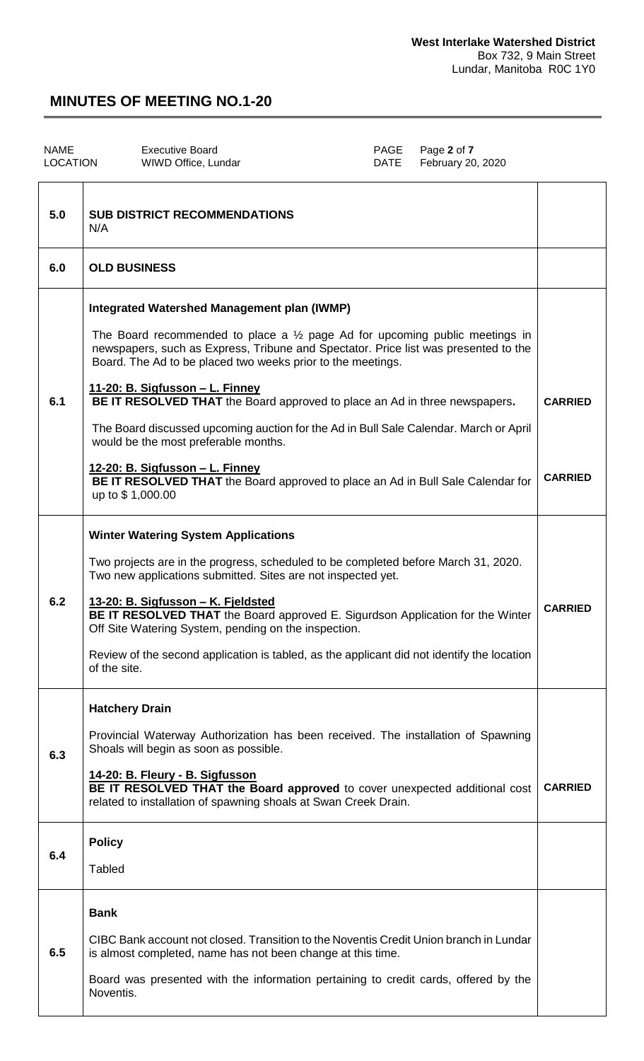# MINUTES OF MEETING NO.1-20

| NAME | Executive Board | PAGE | Page 2 of 7 |
|---|---|---|---|
| LOCATION | WIWD Office, Lundar | DATE | February 20, 2020 |

| | | |
|---|---|---|
| **5.0** | **SUB DISTRICT RECOMMENDATIONS**<br>N/A | |
| **6.0** | **OLD BUSINESS** | |
| 6.1 | **Integrated Watershed Management plan (IWMP)**<br><br>The Board recommended to place a ½ page Ad for upcoming public meetings in newspapers, such as Express, Tribune and Spectator. Price list was presented to the Board. The Ad to be placed two weeks prior to the meetings.<br><br>**11-20: B. Sigfusson – L. Finney**<br>**BE IT RESOLVED THAT** the Board approved to place an Ad in three newspapers**.** | **CARRIED** |
| | The Board discussed upcoming auction for the Ad in Bull Sale Calendar. March or April would be the most preferable months.<br><br>**12-20: B. Sigfusson – L. Finney**<br>**BE IT RESOLVED THAT** the Board approved to place an Ad in Bull Sale Calendar for up to $ 1,000.00 | **CARRIED** |
| 6.2 | **Winter Watering System Applications**<br><br>Two projects are in the progress, scheduled to be completed before March 31, 2020. Two new applications submitted. Sites are not inspected yet.<br><br>**13-20: B. Sigfusson – K. Fjeldsted**<br>**BE IT RESOLVED THAT** the Board approved E. Sigurdson Application for the Winter Off Site Watering System, pending on the inspection.<br><br>Review of the second application is tabled, as the applicant did not identify the location of the site. | **CARRIED** |
| 6.3 | **Hatchery Drain**<br><br>Provincial Waterway Authorization has been received. The installation of Spawning Shoals will begin as soon as possible.<br><br>**14-20: B. Fleury - B. Sigfusson**<br>**BE IT RESOLVED THAT the Board approved** to cover unexpected additional cost related to installation of spawning shoals at Swan Creek Drain. | **CARRIED** |
| 6.4 | **Policy**<br><br>Tabled | |
| 6.5 | **Bank**<br><br>CIBC Bank account not closed. Transition to the Noventis Credit Union branch in Lundar is almost completed, name has not been change at this time.<br><br>Board was presented with the information pertaining to credit cards, offered by the Noventis. | |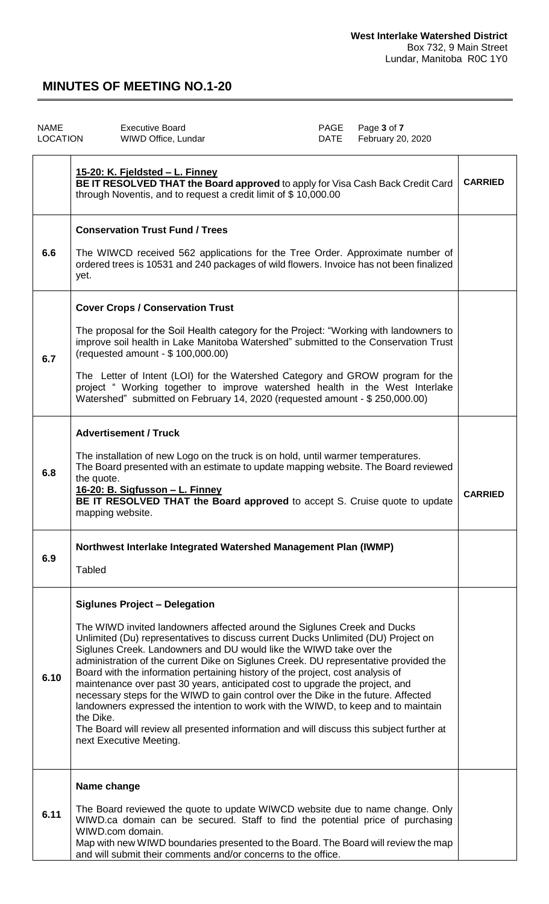**West Interlake Watershed District**
Box 732, 9 Main Street
Lundar, Manitoba R0C 1Y0

# MINUTES OF MEETING NO.1-20

| NAME | Executive Board | PAGE | Page **3** of **7** |
|---|---|---|---|
| LOCATION | WIWD Office, Lundar | DATE | February 20, 2020 |

| | | |
|---|---|---|
| | **15-20: K. Fjeldsted – L. Finney**<br>**BE IT RESOLVED THAT the Board approved** to apply for Visa Cash Back Credit Card through Noventis, and to request a credit limit of $ 10,000.00 | **CARRIED** |
| **6.6** | **Conservation Trust Fund / Trees**<br><br>The WIWCD received 562 applications for the Tree Order. Approximate number of ordered trees is 10531 and 240 packages of wild flowers. Invoice has not been finalized yet. | |
| **6.7** | **Cover Crops / Conservation Trust**<br><br>The proposal for the Soil Health category for the Project: "Working with landowners to improve soil health in Lake Manitoba Watershed" submitted to the Conservation Trust (requested amount - $ 100,000.00)<br><br>The Letter of Intent (LOI) for the Watershed Category and GROW program for the project " Working together to improve watershed health in the West Interlake Watershed" submitted on February 14, 2020 (requested amount - $ 250,000.00) | |
| **6.8** | **Advertisement / Truck**<br><br>The installation of new Logo on the truck is on hold, until warmer temperatures. The Board presented with an estimate to update mapping website. The Board reviewed the quote.<br>**16-20: B. Sigfusson – L. Finney**<br>**BE IT RESOLVED THAT the Board approved** to accept S. Cruise quote to update mapping website. | **CARRIED** |
| **6.9** | **Northwest Interlake Integrated Watershed Management Plan (IWMP)**<br><br>Tabled | |
| **6.10** | **Siglunes Project – Delegation**<br><br>The WIWD invited landowners affected around the Siglunes Creek and Ducks Unlimited (Du) representatives to discuss current Ducks Unlimited (DU) Project on Siglunes Creek. Landowners and DU would like the WIWD take over the administration of the current Dike on Siglunes Creek. DU representative provided the Board with the information pertaining history of the project, cost analysis of maintenance over past 30 years, anticipated cost to upgrade the project, and necessary steps for the WIWD to gain control over the Dike in the future. Affected landowners expressed the intention to work with the WIWD, to keep and to maintain the Dike.<br>The Board will review all presented information and will discuss this subject further at next Executive Meeting. | |
| **6.11** | **Name change**<br><br>The Board reviewed the quote to update WIWCD website due to name change. Only WIWD.ca domain can be secured. Staff to find the potential price of purchasing WIWD.com domain.<br>Map with new WIWD boundaries presented to the Board. The Board will review the map and will submit their comments and/or concerns to the office. | |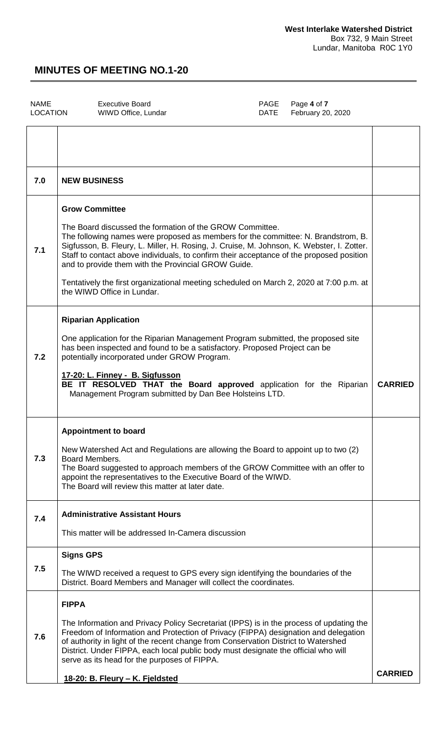**West Interlake Watershed District**
Box 732, 9 Main Street
Lundar, Manitoba R0C 1Y0

# MINUTES OF MEETING NO.1-20

| NAME | Executive Board | PAGE | Page **4** of **7** |
| --- | --- | --- | --- |
| LOCATION | WIWD Office, Lundar | DATE | February 20, 2020 |

| | | |
| --- | --- | --- |
| **7.0** | **NEW BUSINESS** | |
| **7.1** | **Grow Committee**<br><br>The Board discussed the formation of the GROW Committee.<br>The following names were proposed as members for the committee: N. Brandstrom, B. Sigfusson, B. Fleury, L. Miller, H. Rosing, J. Cruise, M. Johnson, K. Webster, I. Zotter. Staff to contact above individuals, to confirm their acceptance of the proposed position and to provide them with the Provincial GROW Guide.<br><br>Tentatively the first organizational meeting scheduled on March 2, 2020 at 7:00 p.m. at the WIWD Office in Lundar. | |
| **7.2** | **Riparian Application**<br><br>One application for the Riparian Management Program submitted, the proposed site has been inspected and found to be a satisfactory. Proposed Project can be potentially incorporated under GROW Program.<br><br>**17-20: L. Finney - B. Sigfusson**<br>**BE IT RESOLVED THAT the Board approved** application for the Riparian Management Program submitted by Dan Bee Holsteins LTD. | **CARRIED** |
| **7.3** | **Appointment to board**<br><br>New Watershed Act and Regulations are allowing the Board to appoint up to two (2) Board Members.<br>The Board suggested to approach members of the GROW Committee with an offer to appoint the representatives to the Executive Board of the WIWD.<br>The Board will review this matter at later date. | |
| **7.4** | **Administrative Assistant Hours**<br><br>This matter will be addressed In-Camera discussion | |
| **7.5** | **Signs GPS**<br><br>The WIWD received a request to GPS every sign identifying the boundaries of the District. Board Members and Manager will collect the coordinates. | |
| **7.6** | **FIPPA**<br><br>The Information and Privacy Policy Secretariat (IPPS) is in the process of updating the Freedom of Information and Protection of Privacy (FIPPA) designation and delegation of authority in light of the recent change from Conservation District to Watershed District. Under FIPPA, each local public body must designate the official who will serve as its head for the purposes of FIPPA.<br><br>**18-20: B. Fleury – K. Fjeldsted** | **CARRIED** |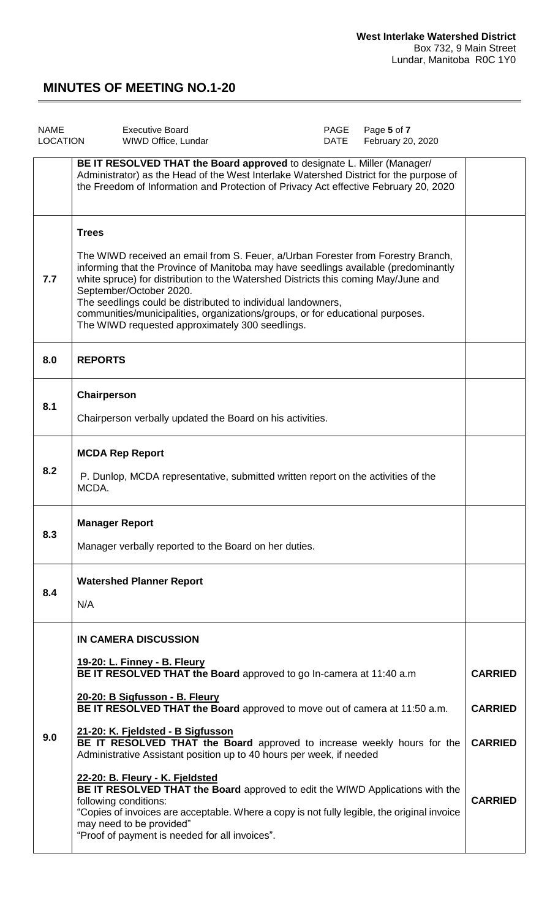| NAME | Executive Board | PAGE | Page 5 of 7 |
|---|---|---|---|
| LOCATION | WIWD Office, Lundar | DATE | February 20, 2020 |

| | | |
|---|---|---|
| | **BE IT RESOLVED THAT the Board approved** to designate L. Miller (Manager/ Administrator) as the Head of the West Interlake Watershed District for the purpose of the Freedom of Information and Protection of Privacy Act effective February 20, 2020 | |
| 7.7 | **Trees**<br><br>The WIWD received an email from S. Feuer, a/Urban Forester from Forestry Branch, informing that the Province of Manitoba may have seedlings available (predominantly white spruce) for distribution to the Watershed Districts this coming May/June and September/October 2020.<br>The seedlings could be distributed to individual landowners, communities/municipalities, organizations/groups, or for educational purposes.<br>The WIWD requested approximately 300 seedlings. | |
| 8.0 | **REPORTS** | |
| 8.1 | **Chairperson**<br><br>Chairperson verbally updated the Board on his activities. | |
| 8.2 | **MCDA Rep Report**<br><br>P. Dunlop, MCDA representative, submitted written report on the activities of the MCDA. | |
| 8.3 | **Manager Report**<br><br>Manager verbally reported to the Board on her duties. | |
| 8.4 | **Watershed Planner Report**<br><br>N/A | |
| 9.0 | **IN CAMERA DISCUSSION** | |
| | **<u>19-20: L. Finney - B. Fleury</u>**<br>**BE IT RESOLVED THAT the Board** approved to go In-camera at 11:40 a.m | **CARRIED** |
| | **<u>20-20: B Sigfusson - B. Fleury</u>**<br>**BE IT RESOLVED THAT the Board** approved to move out of camera at 11:50 a.m. | **CARRIED** |
| | **<u>21-20: K. Fjeldsted - B Sigfusson</u>**<br>**BE IT RESOLVED THAT the Board** approved to increase weekly hours for the Administrative Assistant position up to 40 hours per week, if needed | **CARRIED** |
| | **<u>22-20: B. Fleury - K. Fjeldsted</u>**<br>**BE IT RESOLVED THAT the Board** approved to edit the WIWD Applications with the following conditions:<br>"Copies of invoices are acceptable. Where a copy is not fully legible, the original invoice may need to be provided"<br>"Proof of payment is needed for all invoices". | **CARRIED** |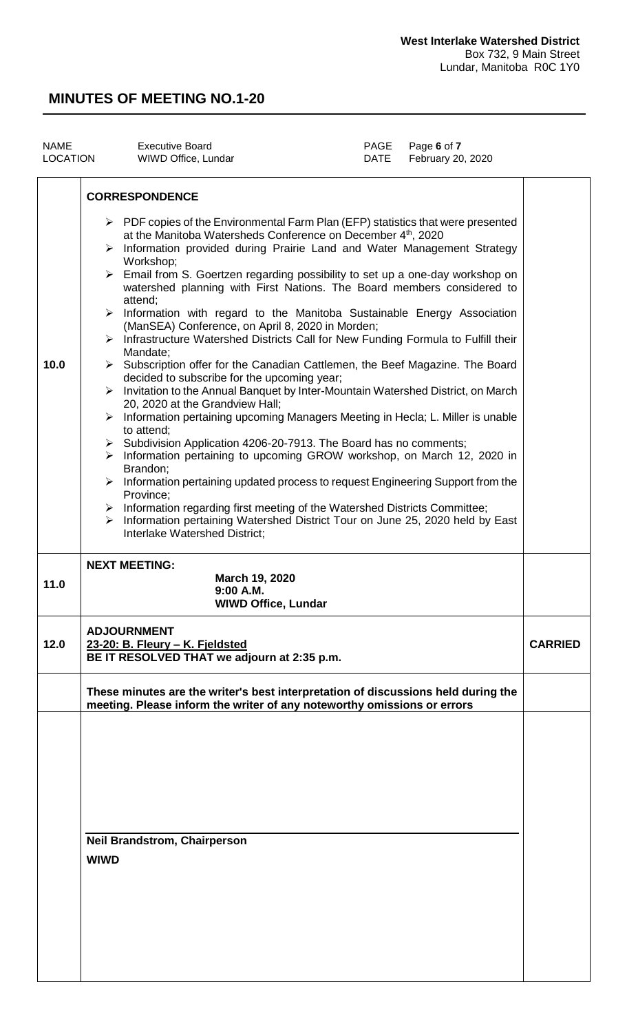**West Interlake Watershed District**
Box 732, 9 Main Street
Lundar, Manitoba R0C 1Y0

# MINUTES OF MEETING NO.1-20

| NAME | Executive Board | PAGE | Page **6** of **7** |
|---|---|---|---|
| LOCATION | WIWD Office, Lundar | DATE | February 20, 2020 |

| | | |
|---|---|---|
| **10.0** | **CORRESPONDENCE**<br>➢ PDF copies of the Environmental Farm Plan (EFP) statistics that were presented at the Manitoba Watersheds Conference on December 4th, 2020<br>➢ Information provided during Prairie Land and Water Management Strategy Workshop;<br>➢ Email from S. Goertzen regarding possibility to set up a one-day workshop on watershed planning with First Nations. The Board members considered to attend;<br>➢ Information with regard to the Manitoba Sustainable Energy Association (ManSEA) Conference, on April 8, 2020 in Morden;<br>➢ Infrastructure Watershed Districts Call for New Funding Formula to Fulfill their Mandate;<br>➢ Subscription offer for the Canadian Cattlemen, the Beef Magazine. The Board decided to subscribe for the upcoming year;<br>➢ Invitation to the Annual Banquet by Inter-Mountain Watershed District, on March 20, 2020 at the Grandview Hall;<br>➢ Information pertaining upcoming Managers Meeting in Hecla; L. Miller is unable to attend;<br>➢ Subdivision Application 4206-20-7913. The Board has no comments;<br>➢ Information pertaining to upcoming GROW workshop, on March 12, 2020 in Brandon;<br>➢ Information pertaining updated process to request Engineering Support from the Province;<br>➢ Information regarding first meeting of the Watershed Districts Committee;<br>➢ Information pertaining Watershed District Tour on June 25, 2020 held by East Interlake Watershed District; | |
| **11.0** | **NEXT MEETING:**<br>**March 19, 2020**<br>**9:00 A.M.**<br>**WIWD Office, Lundar** | |
| **12.0** | **ADJOURNMENT**<br>**23-20: B. Fleury – K. Fjeldsted**<br>**BE IT RESOLVED THAT we adjourn at 2:35 p.m.** | **CARRIED** |
| | **These minutes are the writer's best interpretation of discussions held during the meeting. Please inform the writer of any noteworthy omissions or errors** | |
| | **Neil Brandstrom, Chairperson**<br>**WIWD** | |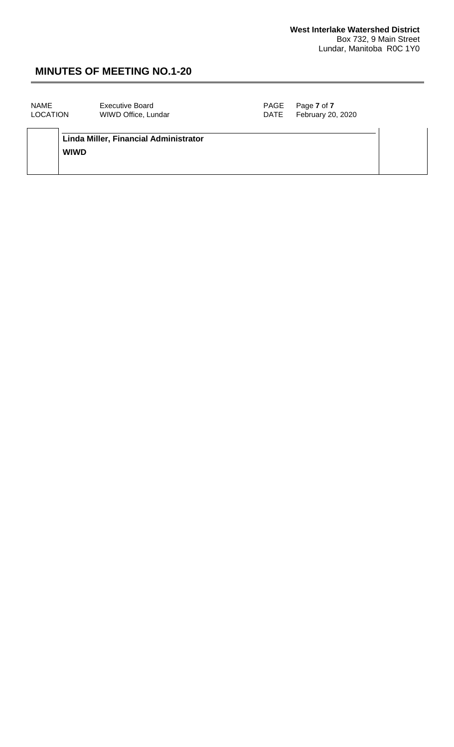**Linda Miller, Financial Administrator**

**WIWD**